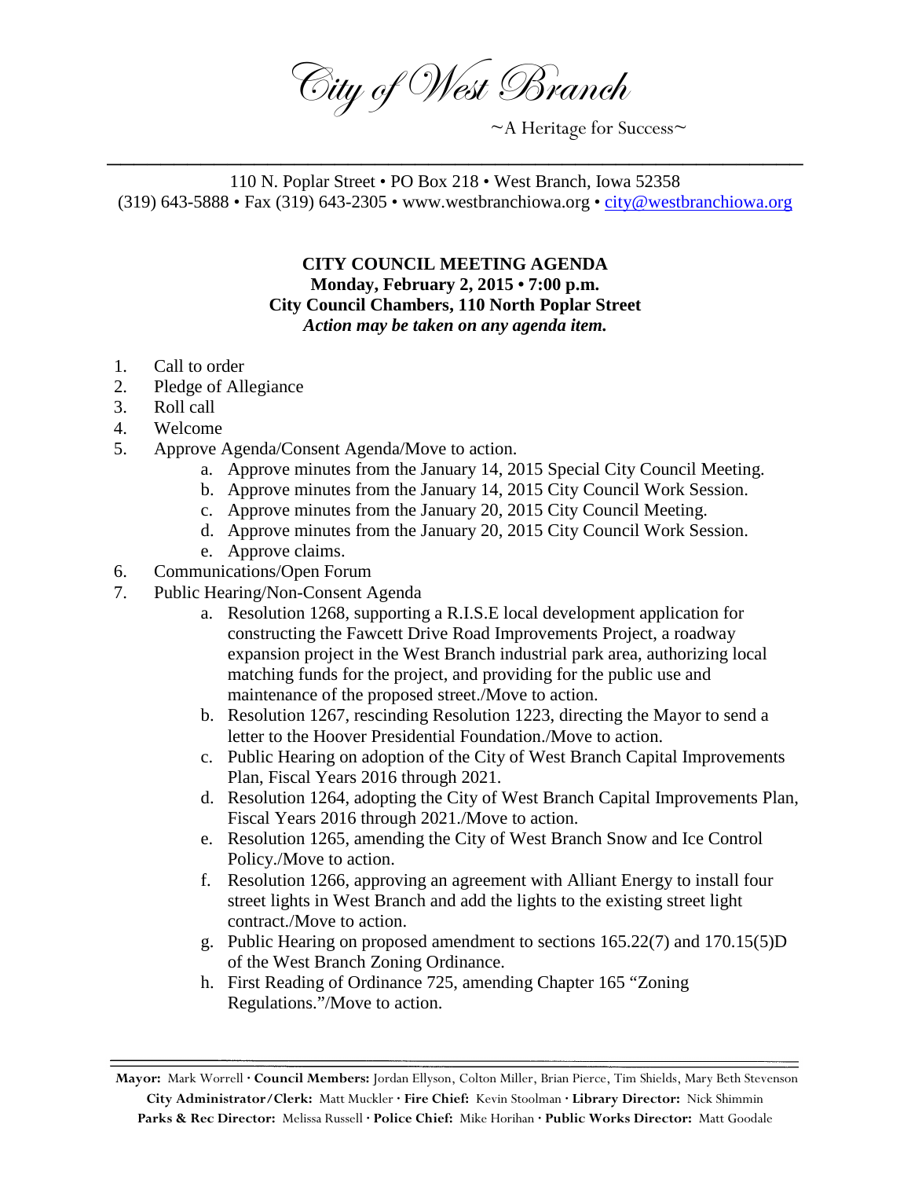# City of West Branch

~A Heritage for Success~

110 N. Poplar Street • PO Box 218 • West Branch, Iowa 52358
(319) 643-5888 • Fax (319) 643-2305 • www.westbranchiowa.org • city@westbranchiowa.org

**CITY COUNCIL MEETING AGENDA**
**Monday, February 2, 2015 • 7:00 p.m.**
**City Council Chambers, 110 North Poplar Street**
***Action may be taken on any agenda item.***

1. Call to order
2. Pledge of Allegiance
3. Roll call
4. Welcome
5. Approve Agenda/Consent Agenda/Move to action.
    a. Approve minutes from the January 14, 2015 Special City Council Meeting.
    b. Approve minutes from the January 14, 2015 City Council Work Session.
    c. Approve minutes from the January 20, 2015 City Council Meeting.
    d. Approve minutes from the January 20, 2015 City Council Work Session.
    e. Approve claims.
6. Communications/Open Forum
7. Public Hearing/Non-Consent Agenda
    a. Resolution 1268, supporting a R.I.S.E local development application for constructing the Fawcett Drive Road Improvements Project, a roadway expansion project in the West Branch industrial park area, authorizing local matching funds for the project, and providing for the public use and maintenance of the proposed street./Move to action.
    b. Resolution 1267, rescinding Resolution 1223, directing the Mayor to send a letter to the Hoover Presidential Foundation./Move to action.
    c. Public Hearing on adoption of the City of West Branch Capital Improvements Plan, Fiscal Years 2016 through 2021.
    d. Resolution 1264, adopting the City of West Branch Capital Improvements Plan, Fiscal Years 2016 through 2021./Move to action.
    e. Resolution 1265, amending the City of West Branch Snow and Ice Control Policy./Move to action.
    f. Resolution 1266, approving an agreement with Alliant Energy to install four street lights in West Branch and add the lights to the existing street light contract./Move to action.
    g. Public Hearing on proposed amendment to sections 165.22(7) and 170.15(5)D of the West Branch Zoning Ordinance.
    h. First Reading of Ordinance 725, amending Chapter 165 "Zoning Regulations."/Move to action.

**Mayor:** Mark Worrell · **Council Members:** Jordan Ellyson, Colton Miller, Brian Pierce, Tim Shields, Mary Beth Stevenson
**City Administrator/Clerk:** Matt Muckler · **Fire Chief:** Kevin Stoolman · **Library Director:** Nick Shimmin
**Parks & Rec Director:** Melissa Russell · **Police Chief:** Mike Horihan · **Public Works Director:** Matt Goodale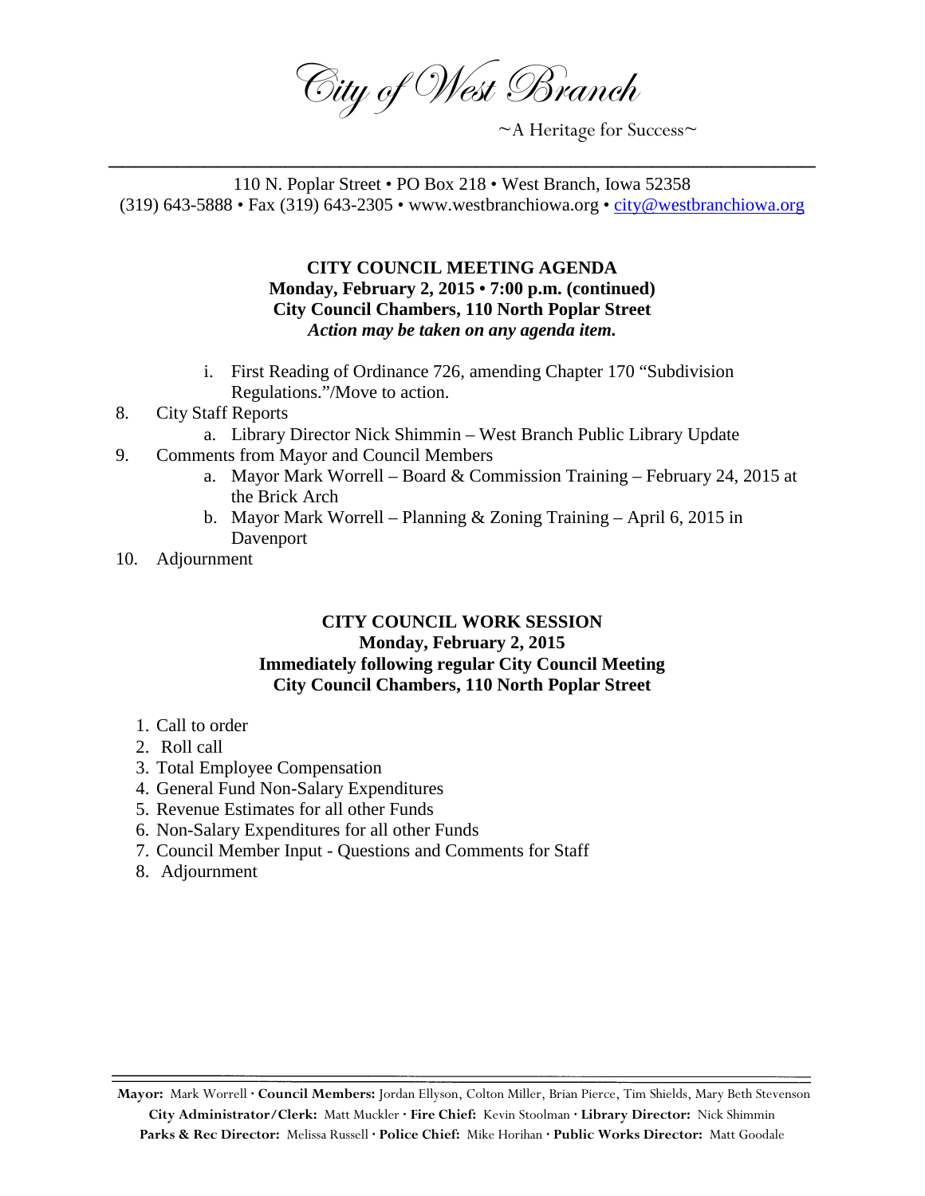# City of West Branch

~A Heritage for Success~

110 N. Poplar Street • PO Box 218 • West Branch, Iowa 52358
(319) 643-5888 • Fax (319) 643-2305 • www.westbranchiowa.org • city@westbranchiowa.org

**CITY COUNCIL MEETING AGENDA**
**Monday, February 2, 2015 • 7:00 p.m. (continued)**
**City Council Chambers, 110 North Poplar Street**
***Action may be taken on any agenda item.***

   i. First Reading of Ordinance 726, amending Chapter 170 "Subdivision Regulations."/Move to action.

8. City Staff Reports
   a. Library Director Nick Shimmin – West Branch Public Library Update
9. Comments from Mayor and Council Members
   a. Mayor Mark Worrell – Board & Commission Training – February 24, 2015 at the Brick Arch
   b. Mayor Mark Worrell – Planning & Zoning Training – April 6, 2015 in Davenport
10. Adjournment

**CITY COUNCIL WORK SESSION**
**Monday, February 2, 2015**
**Immediately following regular City Council Meeting**
**City Council Chambers, 110 North Poplar Street**

1. Call to order
2. Roll call
3. Total Employee Compensation
4. General Fund Non-Salary Expenditures
5. Revenue Estimates for all other Funds
6. Non-Salary Expenditures for all other Funds
7. Council Member Input - Questions and Comments for Staff
8. Adjournment

**Mayor:** Mark Worrell · **Council Members:** Jordan Ellyson, Colton Miller, Brian Pierce, Tim Shields, Mary Beth Stevenson
**City Administrator/Clerk:** Matt Muckler · **Fire Chief:** Kevin Stoolman · **Library Director:** Nick Shimmin
**Parks & Rec Director:** Melissa Russell · **Police Chief:** Mike Horihan · **Public Works Director:** Matt Goodale